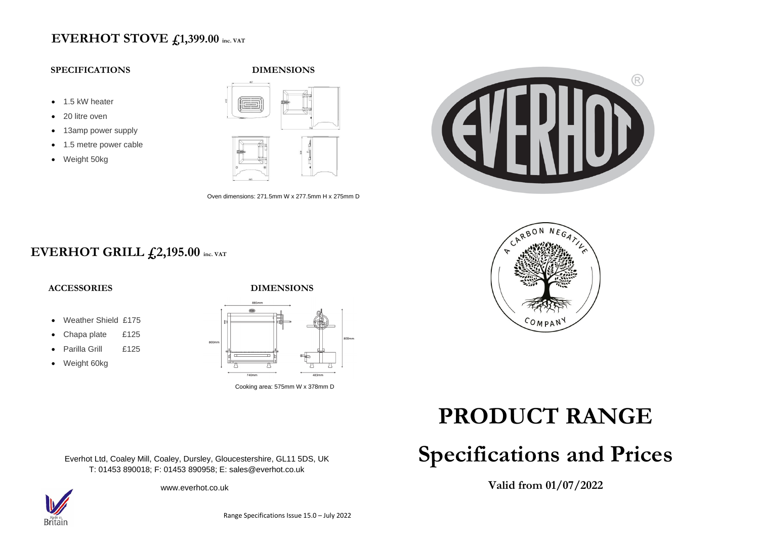# EVERHOT STOVE £1,399.00 inc. VAT

**SPECIFICATIONS**

- 1.5 kW heater
- 20 litre oven
- 13amp power supply
- 1.5 metre power cable
- Weight 50kg

**DIMENSIONS**

Oven dimensions: 271.5mm W x 277.5mm H x 275mm D

# EVERHOT GRILL £2,195.00 inc. VAT

**ACCESSORIES**

- Weather Shield £175
- Chapa plate £125
- Parilla Grill £125
- Weight 60kg

**DIMENSIONS**

Cooking area: 575mm W x 378mm D

# PRODUCT RANGE

# Specifications and Prices

**Valid from 01/07/2022**

Everhot Ltd, Coaley Mill, Coaley, Dursley, Gloucestershire, GL11 5DS, UK
T: 01453 890018; F: 01453 890958; E: sales@everhot.co.uk

www.everhot.co.uk

Range Specifications Issue 15.0 – July 2022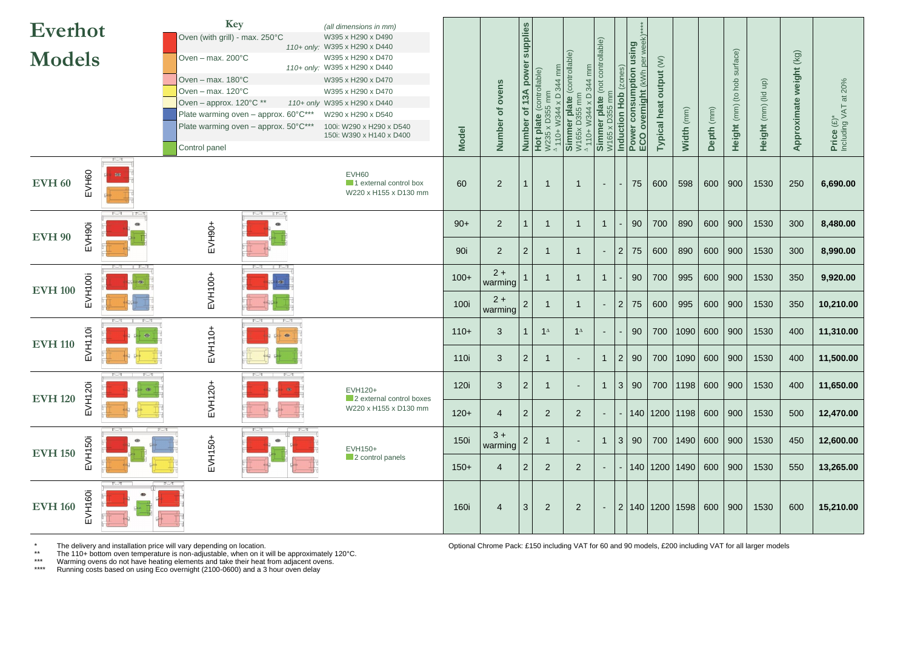# Everhot Models

**Key** *(all dimensions in mm)*

| Oven type | Dimensions |
|---|---|
| Oven (with grill) - max. 250°C | W395 x H290 x D490; *110+ only:* W395 x H290 x D440 |
| Oven – max. 200°C | W395 x H290 x D470; *110+ only:* W395 x H290 x D440 |
| Oven – max. 180°C | W395 x H290 x D470 |
| Oven – max. 120°C | W395 x H290 x D470 |
| Oven – approx. 120°C ** | *110+ only* W395 x H290 x D440 |
| Plate warming oven – approx. 60°C*** | W290 x H290 x D540 |
| Plate warming oven – approx. 50°C*** | 100i: W290 x H290 x D540; 150i: W390 x H140 x D400 |
| Control panel | |

| Range | Variants | Notes | Model | Number of ovens | Number of 13A power supplies | Hot plate (controllable) W235 x D355 mm ^ 110+ W344 x D 344 mm | Simmer plate (controllable) W165x D355 mm ^ 110+ W344 x D 344 mm | Simmer plate (not controllable) W165 x D355 mm | Induction Hob (zones) | Power consumption using ECO overnight (kWh per week)**** | Typical heat output (W) | Width (mm) | Depth (mm) | Height (mm) (to hob surface) | Height (mm) (lid up) | Approximate weight (kg) | Price (£)* Including VAT at 20% |
|---|---|---|---|---|---|---|---|---|---|---|---|---|---|---|---|---|---|
| EVH 60 | EVH60 | EVH60 1 external control box W220 x H155 x D130 mm | 60 | 2 | 1 | 1 | 1 | - | - | 75 | 600 | 598 | 600 | 900 | 1530 | 250 | **6,690.00** |
| EVH 90 | EVH90i, EVH90+ | | 90+ | 2 | 1 | 1 | 1 | 1 | - | 90 | 700 | 890 | 600 | 900 | 1530 | 300 | **8,480.00** |
| | | | 90i | 2 | 2 | 1 | 1 | - | 2 | 75 | 600 | 890 | 600 | 900 | 1530 | 300 | **8,990.00** |
| EVH 100 | EVH100i, EVH100+ | | 100+ | 2 + warming | 1 | 1 | 1 | 1 | - | 90 | 700 | 995 | 600 | 900 | 1530 | 350 | **9,920.00** |
| | | | 100i | 2 + warming | 2 | 1 | 1 | - | 2 | 75 | 600 | 995 | 600 | 900 | 1530 | 350 | **10,210.00** |
| EVH 110 | EVH110i, EVH110+ | | 110+ | 3 | 1 | 1^ | 1^ | - | - | 90 | 700 | 1090 | 600 | 900 | 1530 | 400 | **11,310.00** |
| | | | 110i | 3 | 2 | 1 | - | 1 | 2 | 90 | 700 | 1090 | 600 | 900 | 1530 | 400 | **11,500.00** |
| EVH 120 | EVH120i, EVH120+ | EVH120+ 2 external control boxes W220 x H155 x D130 mm | 120i | 3 | 2 | 1 | - | 1 | 3 | 90 | 700 | 1198 | 600 | 900 | 1530 | 400 | **11,650.00** |
| | | | 120+ | 4 | 2 | 2 | 2 | - | - | 140 | 1200 | 1198 | 600 | 900 | 1530 | 500 | **12,470.00** |
| EVH 150 | EVH150i, EVH150+ | EVH150+ 2 control panels | 150i | 3 + warming | 2 | 1 | - | 1 | 3 | 90 | 700 | 1490 | 600 | 900 | 1530 | 450 | **12,600.00** |
| | | | 150+ | 4 | 2 | 2 | 2 | - | - | 140 | 1200 | 1490 | 600 | 900 | 1530 | 550 | **13,265.00** |
| EVH 160 | EVH160i | | 160i | 4 | 3 | 2 | 2 | - | 2 | 140 | 1200 | 1598 | 600 | 900 | 1530 | 600 | **15,210.00** |

\* The delivery and installation price will vary depending on location.
\*\* The 110+ bottom oven temperature is non-adjustable, when on it will be approximately 120°C.
\*\*\* Warming ovens do not have heating elements and take their heat from adjacent ovens.
\*\*\*\* Running costs based on using Eco overnight (2100-0600) and a 3 hour oven delay

Optional Chrome Pack: £150 including VAT for 60 and 90 models, £200 including VAT for all larger models